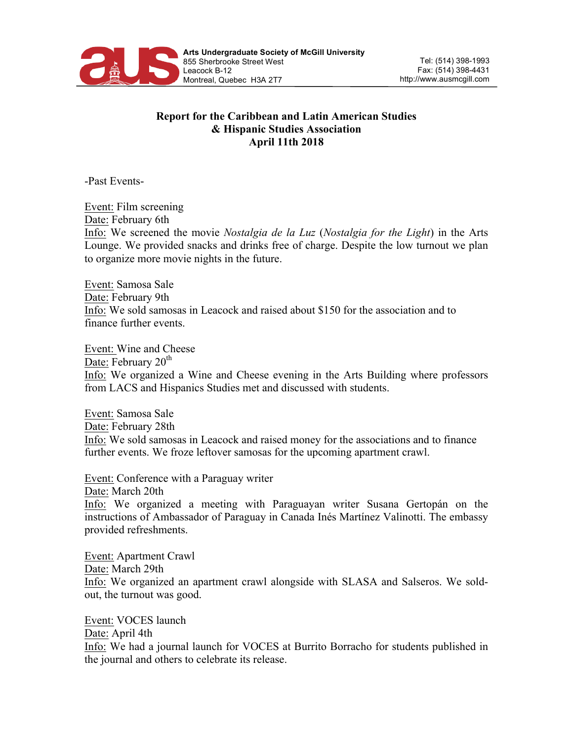**Arts Undergraduate Society of McGill University**
855 Sherbrooke Street West
Leacock B-12
Montreal, Quebec H3A 2T7

Tel: (514) 398-1993
Fax: (514) 398-4431
http://www.ausmcgill.com

# Report for the Caribbean and Latin American Studies & Hispanic Studies Association
## April 11th 2018

-Past Events-

Event: Film screening
Date: February 6th
Info: We screened the movie *Nostalgia de la Luz* (*Nostalgia for the Light*) in the Arts Lounge. We provided snacks and drinks free of charge. Despite the low turnout we plan to organize more movie nights in the future.

Event: Samosa Sale
Date: February 9th
Info: We sold samosas in Leacock and raised about $150 for the association and to finance further events.

Event: Wine and Cheese
Date: February 20th
Info: We organized a Wine and Cheese evening in the Arts Building where professors from LACS and Hispanics Studies met and discussed with students.

Event: Samosa Sale
Date: February 28th
Info: We sold samosas in Leacock and raised money for the associations and to finance further events. We froze leftover samosas for the upcoming apartment crawl.

Event: Conference with a Paraguay writer
Date: March 20th
Info: We organized a meeting with Paraguayan writer Susana Gertopán on the instructions of Ambassador of Paraguay in Canada Inés Martínez Valinotti. The embassy provided refreshments.

Event: Apartment Crawl
Date: March 29th
Info: We organized an apartment crawl alongside with SLASA and Salseros. We sold-out, the turnout was good.

Event: VOCES launch
Date: April 4th
Info: We had a journal launch for VOCES at Burrito Borracho for students published in the journal and others to celebrate its release.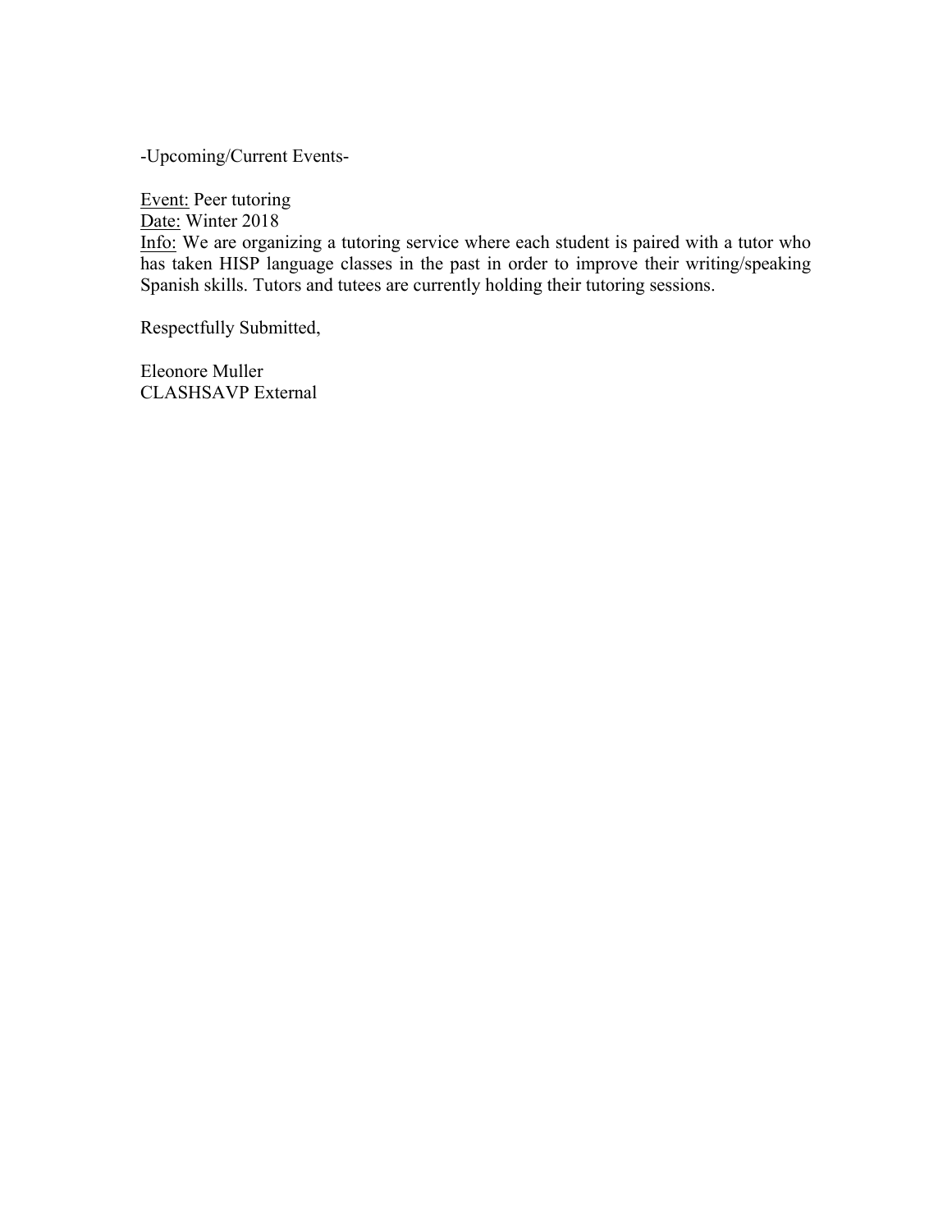-Upcoming/Current Events-

Event: Peer tutoring
Date: Winter 2018
Info: We are organizing a tutoring service where each student is paired with a tutor who has taken HISP language classes in the past in order to improve their writing/speaking Spanish skills. Tutors and tutees are currently holding their tutoring sessions.

Respectfully Submitted,

Eleonore Muller
CLASHSAVP External